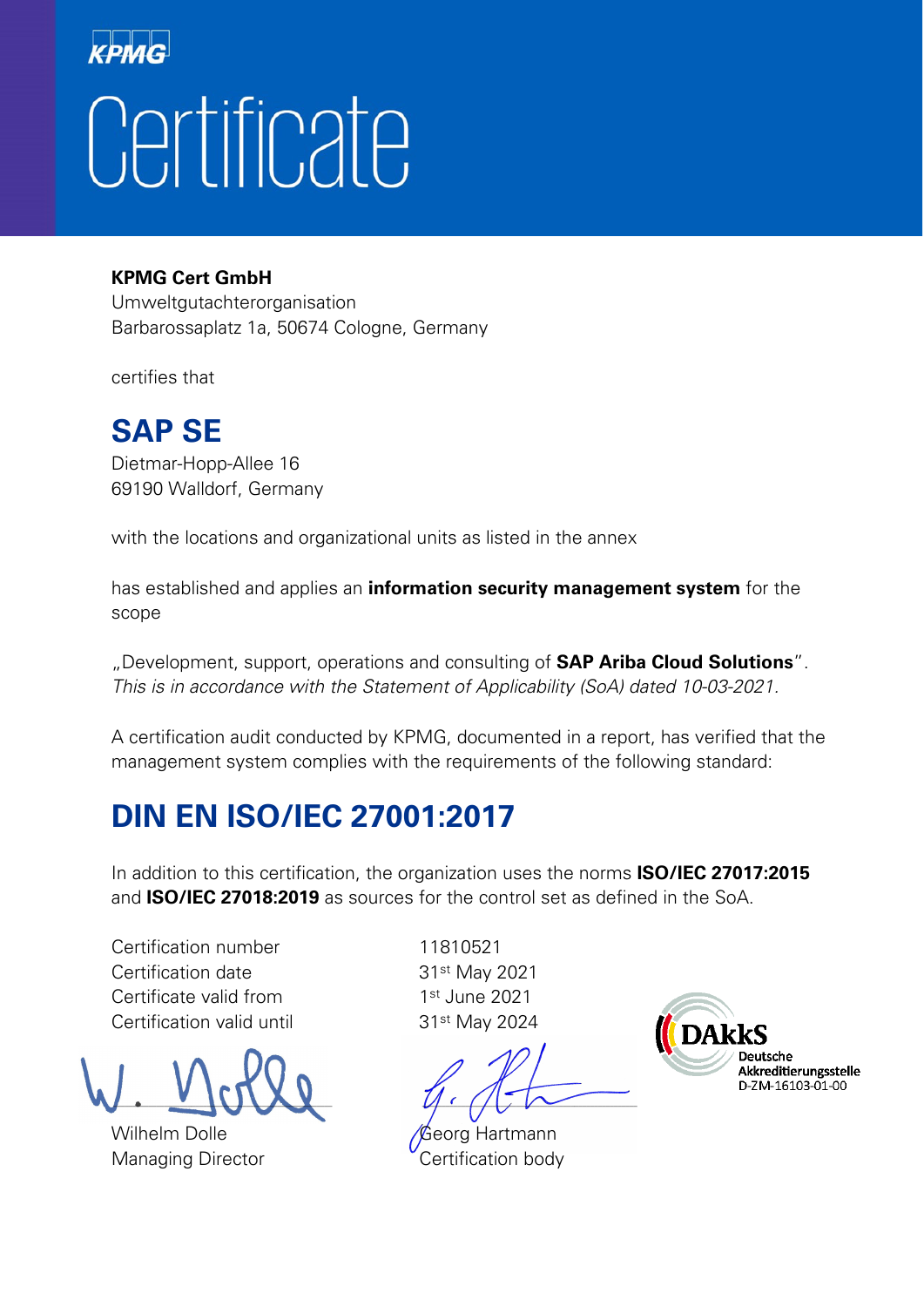KPMG

# Certificate

**KPMG Cert GmbH**
Umweltgutachterorganisation
Barbarossaplatz 1a, 50674 Cologne, Germany

certifies that

## SAP SE

Dietmar-Hopp-Allee 16
69190 Walldorf, Germany

with the locations and organizational units as listed in the annex

has established and applies an **information security management system** for the scope

„Development, support, operations and consulting of **SAP Ariba Cloud Solutions**".
*This is in accordance with the Statement of Applicability (SoA) dated 10-03-2021.*

A certification audit conducted by KPMG, documented in a report, has verified that the management system complies with the requirements of the following standard:

## DIN EN ISO/IEC 27001:2017

In addition to this certification, the organization uses the norms **ISO/IEC 27017:2015** and **ISO/IEC 27018:2019** as sources for the control set as defined in the SoA.

| | |
|---|---|
| Certification number | 11810521 |
| Certification date | 31st May 2021 |
| Certificate valid from | 1st June 2021 |
| Certification valid until | 31st May 2024 |

Wilhelm Dolle
Managing Director

Georg Hartmann
Certification body

DAkkS
Deutsche Akkreditierungsstelle
D-ZM-16103-01-00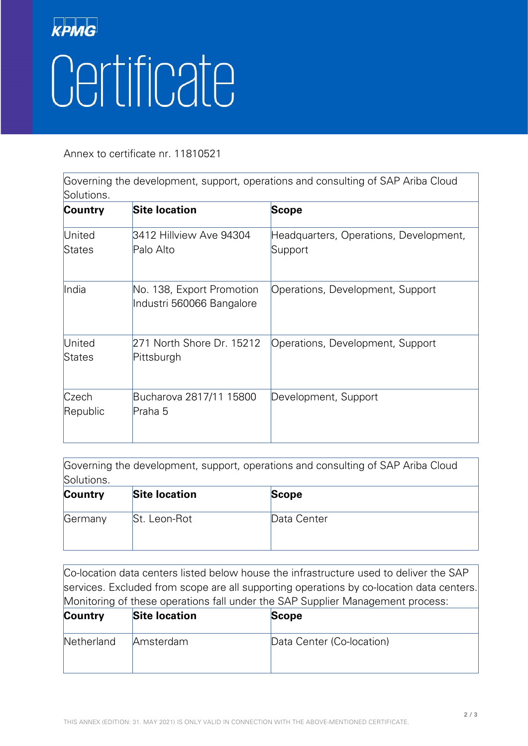# KPMG Certificate

Annex to certificate nr. 11810521

Governing the development, support, operations and consulting of SAP Ariba Cloud Solutions.

| Country | Site location | Scope |
| --- | --- | --- |
| United States | 3412 Hillview Ave 94304 Palo Alto | Headquarters, Operations, Development, Support |
| India | No. 138, Export Promotion Industri 560066 Bangalore | Operations, Development, Support |
| United States | 271 North Shore Dr. 15212 Pittsburgh | Operations, Development, Support |
| Czech Republic | Bucharova 2817/11 15800 Praha 5 | Development, Support |

Governing the development, support, operations and consulting of SAP Ariba Cloud Solutions.

| Country | Site location | Scope |
| --- | --- | --- |
| Germany | St. Leon-Rot | Data Center |

Co-location data centers listed below house the infrastructure used to deliver the SAP services. Excluded from scope are all supporting operations by co-location data centers. Monitoring of these operations fall under the SAP Supplier Management process:

| Country | Site location | Scope |
| --- | --- | --- |
| Netherland | Amsterdam | Data Center (Co-location) |

THIS ANNEX (EDITION: 31. MAY 2021) IS ONLY VALID IN CONNECTION WITH THE ABOVE-MENTIONED CERTIFICATE.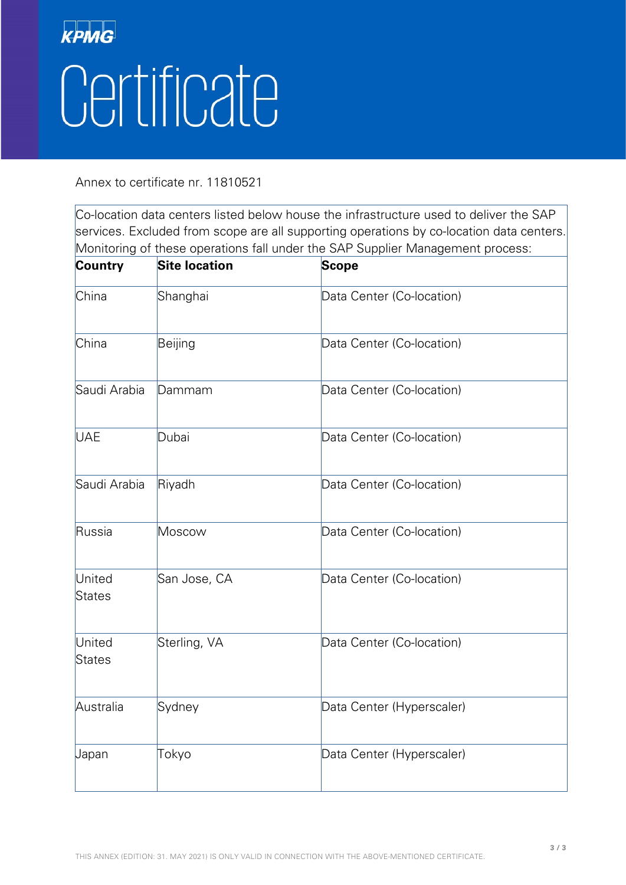KPMG

# Certificate

Annex to certificate nr. 11810521

Co-location data centers listed below house the infrastructure used to deliver the SAP services. Excluded from scope are all supporting operations by co-location data centers. Monitoring of these operations fall under the SAP Supplier Management process:

| **Country** | **Site location** | **Scope** |
|---|---|---|
| China | Shanghai | Data Center (Co-location) |
| China | Beijing | Data Center (Co-location) |
| Saudi Arabia | Dammam | Data Center (Co-location) |
| UAE | Dubai | Data Center (Co-location) |
| Saudi Arabia | Riyadh | Data Center (Co-location) |
| Russia | Moscow | Data Center (Co-location) |
| United States | San Jose, CA | Data Center (Co-location) |
| United States | Sterling, VA | Data Center (Co-location) |
| Australia | Sydney | Data Center (Hyperscaler) |
| Japan | Tokyo | Data Center (Hyperscaler) |

THIS ANNEX (EDITION: 31. MAY 2021) IS ONLY VALID IN CONNECTION WITH THE ABOVE-MENTIONED CERTIFICATE.